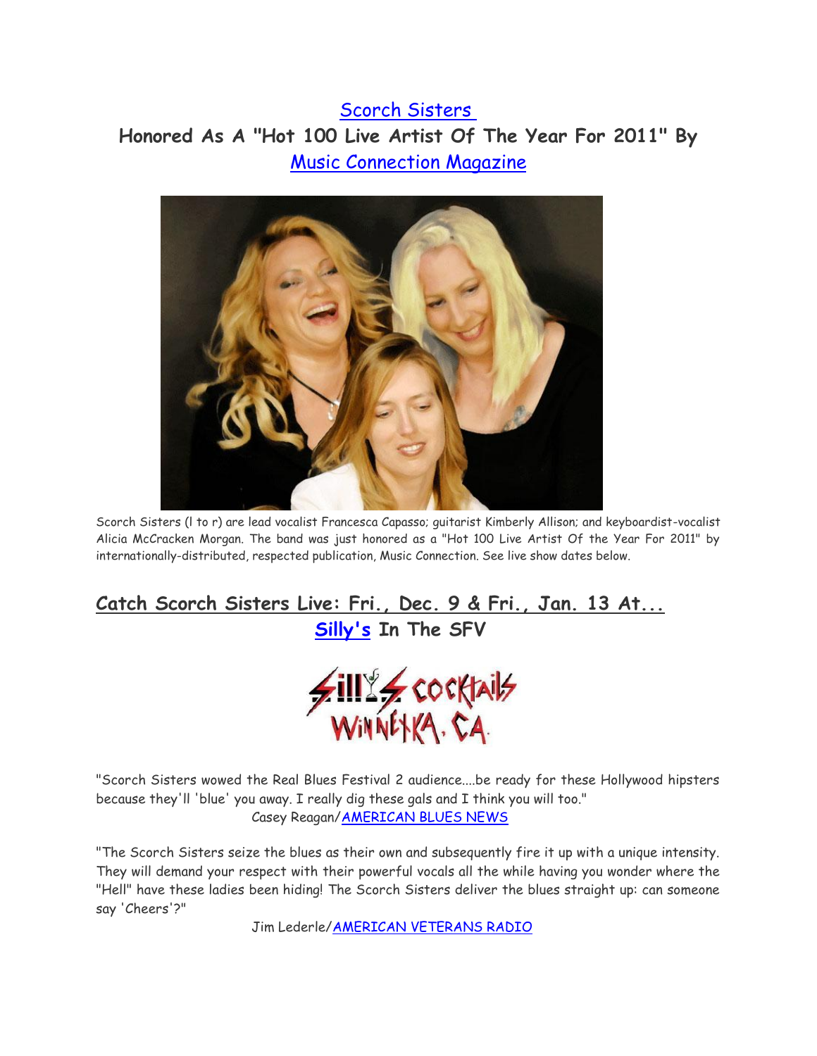# Scorch Sisters

## Honored As A "Hot 100 Live Artist Of The Year For 2011" By Music Connection Magazine

Scorch Sisters (l to r) are lead vocalist Francesca Capasso; guitarist Kimberly Allison; and keyboardist-vocalist Alicia McCracken Morgan. The band was just honored as a "Hot 100 Live Artist Of the Year For 2011" by internationally-distributed, respected publication, Music Connection. See live show dates below.

## Catch Scorch Sisters Live: Fri., Dec. 9 & Fri., Jan. 13 At... Silly's In The SFV

Silly's Cocktails
Winnetka, CA

"Scorch Sisters wowed the Real Blues Festival 2 audience....be ready for these Hollywood hipsters because they'll 'blue' you away. I really dig these gals and I think you will too."
Casey Reagan/AMERICAN BLUES NEWS

"The Scorch Sisters seize the blues as their own and subsequently fire it up with a unique intensity. They will demand your respect with their powerful vocals all the while having you wonder where the "Hell" have these ladies been hiding! The Scorch Sisters deliver the blues straight up: can someone say 'Cheers'?"
Jim Lederle/AMERICAN VETERANS RADIO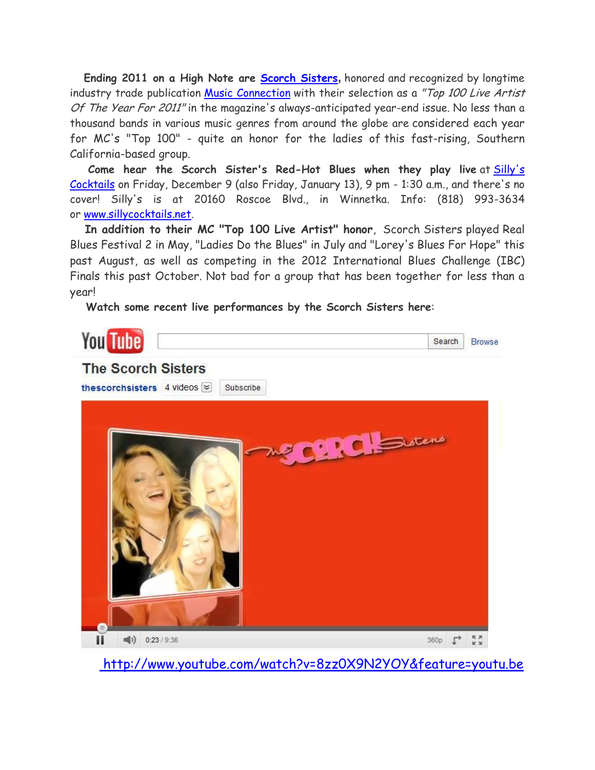**Ending 2011 on a High Note are Scorch Sisters,** honored and recognized by longtime industry trade publication Music Connection with their selection as a *"Top 100 Live Artist Of The Year For 2011"* in the magazine's always-anticipated year-end issue. No less than a thousand bands in various music genres from around the globe are considered each year for MC's "Top 100" - quite an honor for the ladies of this fast-rising, Southern California-based group.

**Come hear the Scorch Sister's Red-Hot Blues when they play live** at Silly's Cocktails on Friday, December 9 (also Friday, January 13), 9 pm - 1:30 a.m., and there's no cover! Silly's is at 20160 Roscoe Blvd., in Winnetka. Info: (818) 993-3634 or www.sillycocktails.net.

**In addition to their MC "Top 100 Live Artist" honor**, Scorch Sisters played Real Blues Festival 2 in May, "Ladies Do the Blues" in July and "Lorey's Blues For Hope" this past August, as well as competing in the 2012 International Blues Challenge (IBC) Finals this past October. Not bad for a group that has been together for less than a year!

**Watch some recent live performances by the Scorch Sisters here**:

http://www.youtube.com/watch?v=8zz0X9N2YOY&feature=youtu.be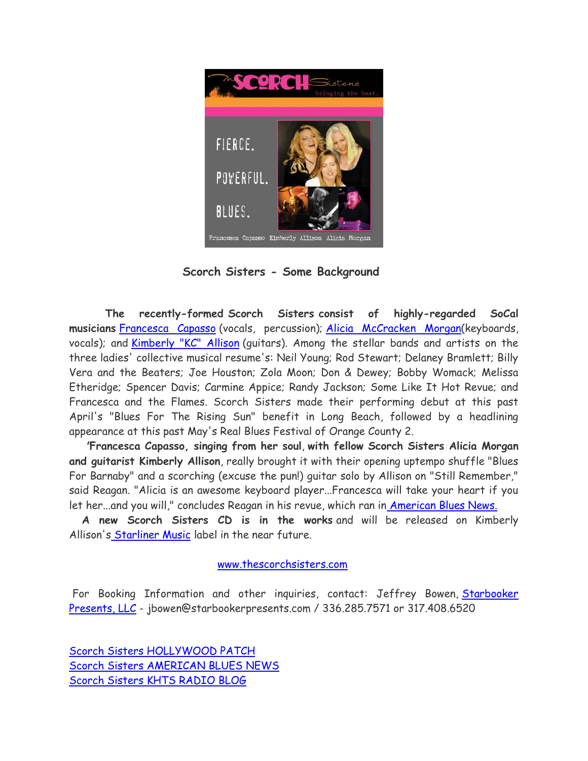## Scorch Sisters - Some Background

**The recently-formed Scorch Sisters consist of highly-regarded SoCal musicians** Francesca Capasso (vocals, percussion); Alicia McCracken Morgan(keyboards, vocals); and Kimberly "KC" Allison (guitars). Among the stellar bands and artists on the three ladies' collective musical resume's: Neil Young; Rod Stewart; Delaney Bramlett; Billy Vera and the Beaters; Joe Houston; Zola Moon; Don & Dewey; Bobby Womack; Melissa Etheridge; Spencer Davis; Carmine Appice; Randy Jackson; Some Like It Hot Revue; and Francesca and the Flames. Scorch Sisters made their performing debut at this past April's "Blues For The Rising Sun" benefit in Long Beach, followed by a headlining appearance at this past May's Real Blues Festival of Orange County 2.

**'Francesca Capasso, singing from her soul**, **with fellow Scorch Sisters Alicia Morgan and guitarist Kimberly Allison**, really brought it with their opening uptempo shuffle "Blues For Barnaby" and a scorching (excuse the pun!) guitar solo by Allison on "Still Remember," said Reagan. "Alicia is an awesome keyboard player...Francesca will take your heart if you let her...and you will," concludes Reagan in his revue, which ran in American Blues News.

**A new Scorch Sisters CD is in the works** and will be released on Kimberly Allison's Starliner Music label in the near future.

www.thescorchsisters.com

For Booking Information and other inquiries, contact: Jeffrey Bowen, Starbooker Presents, LLC - jbowen@starbookerpresents.com / 336.285.7571 or 317.408.6520

Scorch Sisters HOLLYWOOD PATCH
Scorch Sisters AMERICAN BLUES NEWS
Scorch Sisters KHTS RADIO BLOG